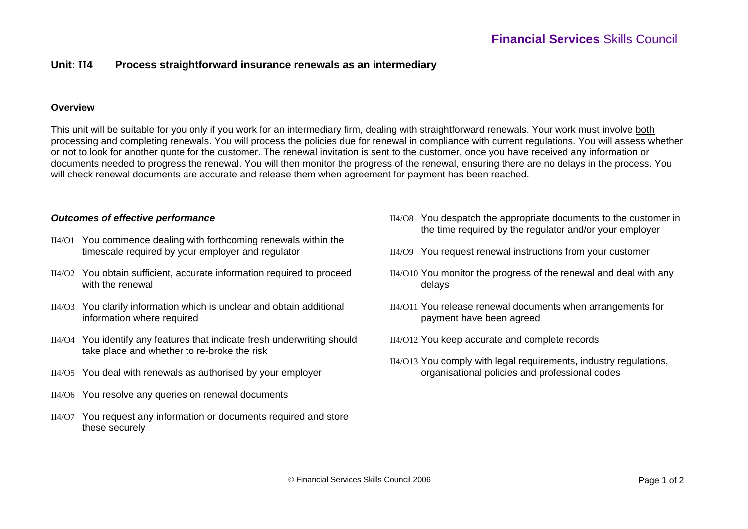**Financial Services** Skills Council

## Unit: II4 Process straightforward insurance renewals as an intermediary

### Overview

This unit will be suitable for you only if you work for an intermediary firm, dealing with straightforward renewals. Your work must involve both processing and completing renewals. You will process the policies due for renewal in compliance with current regulations. You will assess whether or not to look for another quote for the customer. The renewal invitation is sent to the customer, once you have received any information or documents needed to progress the renewal. You will then monitor the progress of the renewal, ensuring there are no delays in the process. You will check renewal documents are accurate and release them when agreement for payment has been reached.

### *Outcomes of effective performance*

- II4/O1 You commence dealing with forthcoming renewals within the timescale required by your employer and regulator
- II4/O2 You obtain sufficient, accurate information required to proceed with the renewal
- II4/O3 You clarify information which is unclear and obtain additional information where required
- II4/O4 You identify any features that indicate fresh underwriting should take place and whether to re-broke the risk
- II4/O5 You deal with renewals as authorised by your employer
- II4/O6 You resolve any queries on renewal documents
- II4/O7 You request any information or documents required and store these securely
- II4/O8 You despatch the appropriate documents to the customer in the time required by the regulator and/or your employer
- II4/O9 You request renewal instructions from your customer
- II4/O10 You monitor the progress of the renewal and deal with any delays
- II4/O11 You release renewal documents when arrangements for payment have been agreed
- II4/O12 You keep accurate and complete records
- II4/O13 You comply with legal requirements, industry regulations, organisational policies and professional codes

© Financial Services Skills Council 2006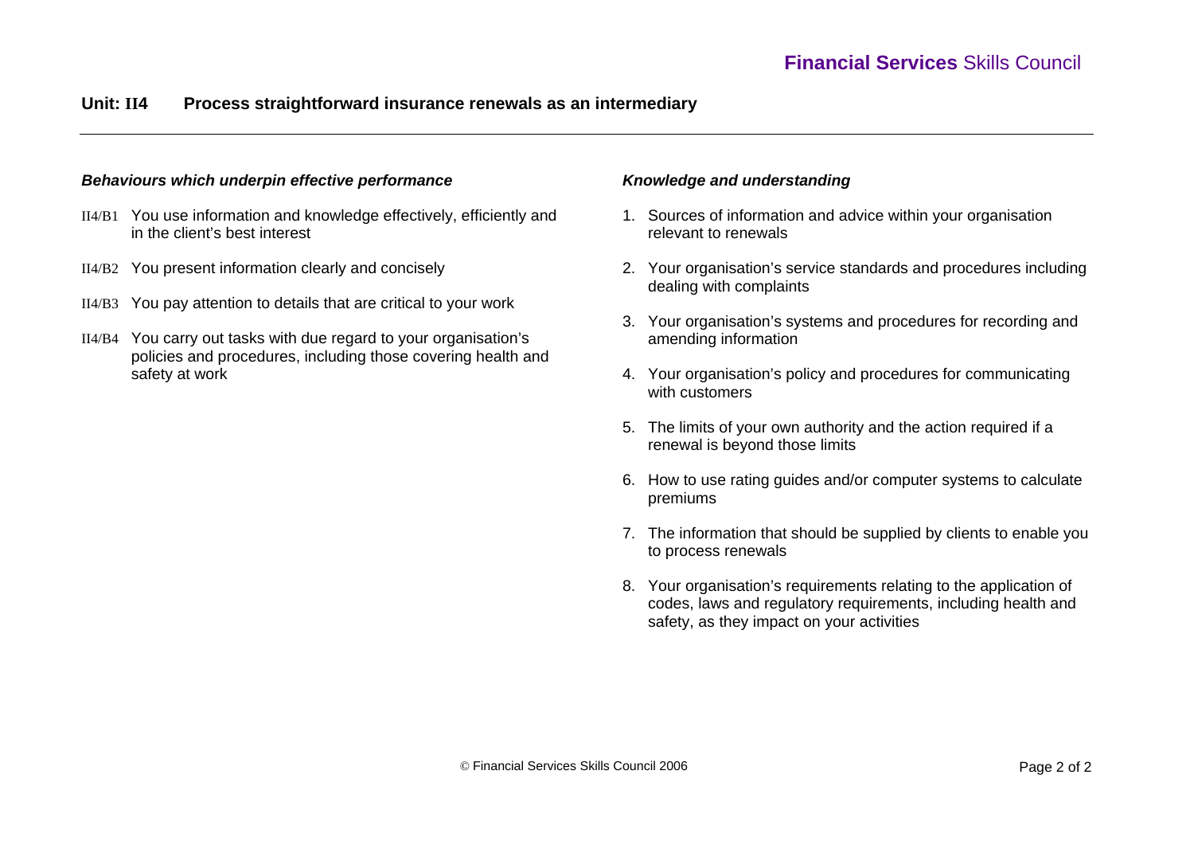## Unit: II4 Process straightforward insurance renewals as an intermediary

### *Behaviours which underpin effective performance*

- II4/B1 You use information and knowledge effectively, efficiently and in the client's best interest
- II4/B2 You present information clearly and concisely
- II4/B3 You pay attention to details that are critical to your work
- II4/B4 You carry out tasks with due regard to your organisation's policies and procedures, including those covering health and safety at work

### *Knowledge and understanding*

1. Sources of information and advice within your organisation relevant to renewals
2. Your organisation's service standards and procedures including dealing with complaints
3. Your organisation's systems and procedures for recording and amending information
4. Your organisation's policy and procedures for communicating with customers
5. The limits of your own authority and the action required if a renewal is beyond those limits
6. How to use rating guides and/or computer systems to calculate premiums
7. The information that should be supplied by clients to enable you to process renewals
8. Your organisation's requirements relating to the application of codes, laws and regulatory requirements, including health and safety, as they impact on your activities

© Financial Services Skills Council 2006